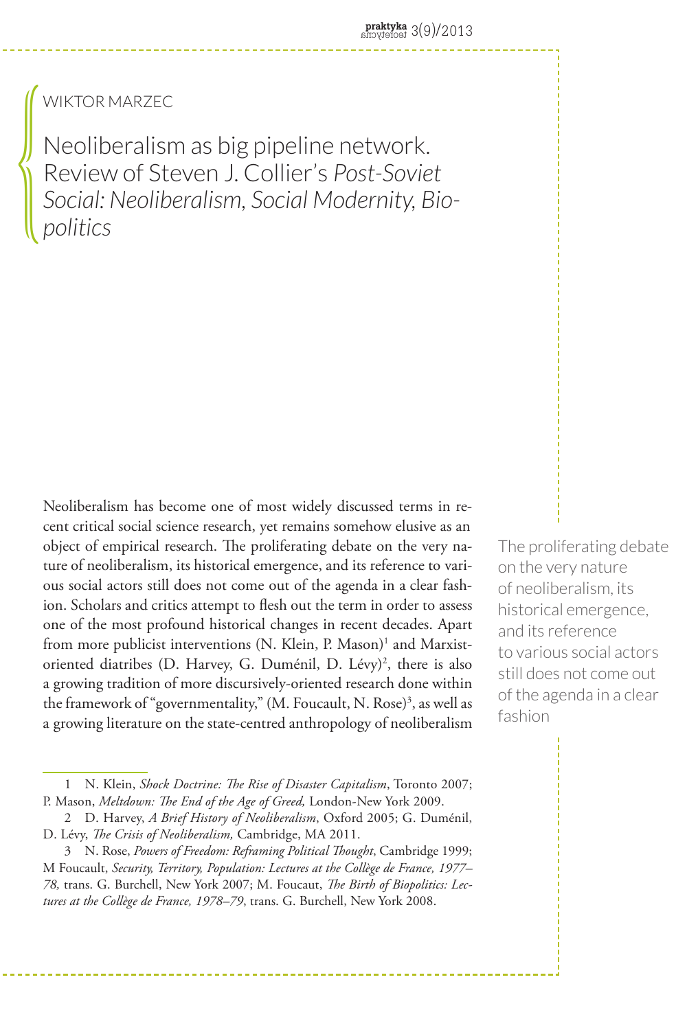WIKTOR MARZEC

# Neoliberalism as big pipeline network. Review of Steven J. Collier's *Post-Soviet Social: Neoliberalism, Social Modernity, Biopolitics*

Neoliberalism has become one of most widely discussed terms in recent critical social science research, yet remains somehow elusive as an object of empirical research. The proliferating debate on the very nature of neoliberalism, its historical emergence, and its reference to various social actors still does not come out of the agenda in a clear fashion. Scholars and critics attempt to flesh out the term in order to assess one of the most profound historical changes in recent decades. Apart from more publicist interventions (N. Klein, P. Mason)[1] and Marxist-oriented diatribes (D. Harvey, G. Duménil, D. Lévy)[2], there is also a growing tradition of more discursively-oriented research done within the framework of "governmentality," (M. Foucault, N. Rose)[3], as well as a growing literature on the state-centred anthropology of neoliberalism

> The proliferating debate on the very nature of neoliberalism, its historical emergence, and its reference to various social actors still does not come out of the agenda in a clear fashion

1 N. Klein, *Shock Doctrine: The Rise of Disaster Capitalism*, Toronto 2007; P. Mason, *Meltdown: The End of the Age of Greed,* London-New York 2009.

2 D. Harvey, *A Brief History of Neoliberalism*, Oxford 2005; G. Duménil, D. Lévy, *The Crisis of Neoliberalism,* Cambridge, MA 2011.

3 N. Rose, *Powers of Freedom: Reframing Political Thought*, Cambridge 1999; M Foucault, *Security, Territory, Population: Lectures at the Collège de France, 1977–78,* trans. G. Burchell, New York 2007; M. Foucaut, *The Birth of Biopolitics: Lectures at the Collège de France, 1978–79*, trans. G. Burchell, New York 2008.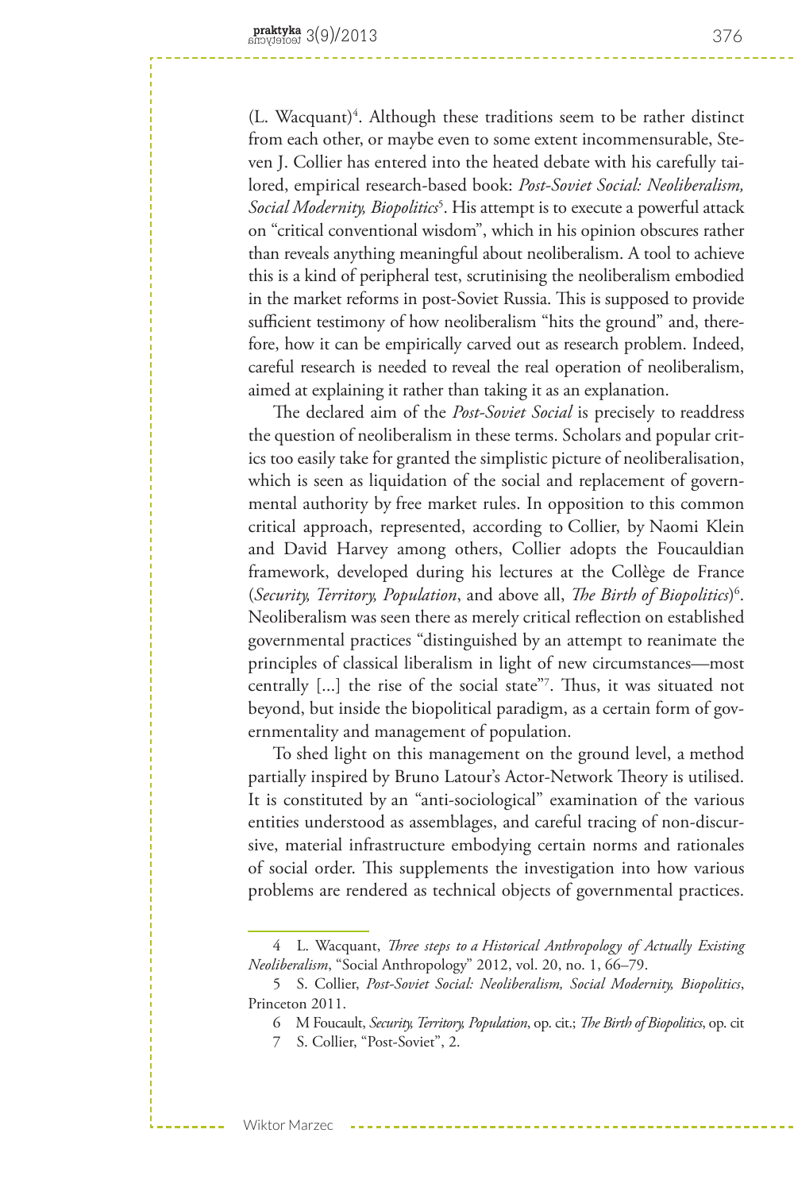(L. Wacquant)[4]. Although these traditions seem to be rather distinct from each other, or maybe even to some extent incommensurable, Steven J. Collier has entered into the heated debate with his carefully tailored, empirical research-based book: *Post-Soviet Social: Neoliberalism, Social Modernity, Biopolitics*[5]. His attempt is to execute a powerful attack on "critical conventional wisdom", which in his opinion obscures rather than reveals anything meaningful about neoliberalism. A tool to achieve this is a kind of peripheral test, scrutinising the neoliberalism embodied in the market reforms in post-Soviet Russia. This is supposed to provide sufficient testimony of how neoliberalism "hits the ground" and, therefore, how it can be empirically carved out as research problem. Indeed, careful research is needed to reveal the real operation of neoliberalism, aimed at explaining it rather than taking it as an explanation.

The declared aim of the *Post-Soviet Social* is precisely to readdress the question of neoliberalism in these terms. Scholars and popular critics too easily take for granted the simplistic picture of neoliberalisation, which is seen as liquidation of the social and replacement of governmental authority by free market rules. In opposition to this common critical approach, represented, according to Collier, by Naomi Klein and David Harvey among others, Collier adopts the Foucauldian framework, developed during his lectures at the Collège de France (*Security, Territory, Population*, and above all, *The Birth of Biopolitics*)[6]. Neoliberalism was seen there as merely critical reflection on established governmental practices "distinguished by an attempt to reanimate the principles of classical liberalism in light of new circumstances—most centrally [...] the rise of the social state"[7]. Thus, it was situated not beyond, but inside the biopolitical paradigm, as a certain form of governmentality and management of population.

To shed light on this management on the ground level, a method partially inspired by Bruno Latour's Actor-Network Theory is utilised. It is constituted by an "anti-sociological" examination of the various entities understood as assemblages, and careful tracing of non-discursive, material infrastructure embodying certain norms and rationales of social order. This supplements the investigation into how various problems are rendered as technical objects of governmental practices.

---

4 L. Wacquant, *Three steps to a Historical Anthropology of Actually Existing Neoliberalism*, "Social Anthropology" 2012, vol. 20, no. 1, 66–79.

5 S. Collier, *Post-Soviet Social: Neoliberalism, Social Modernity, Biopolitics*, Princeton 2011.

6 M Foucault, *Security, Territory, Population*, op. cit.; *The Birth of Biopolitics*, op. cit

7 S. Collier, "Post-Soviet", 2.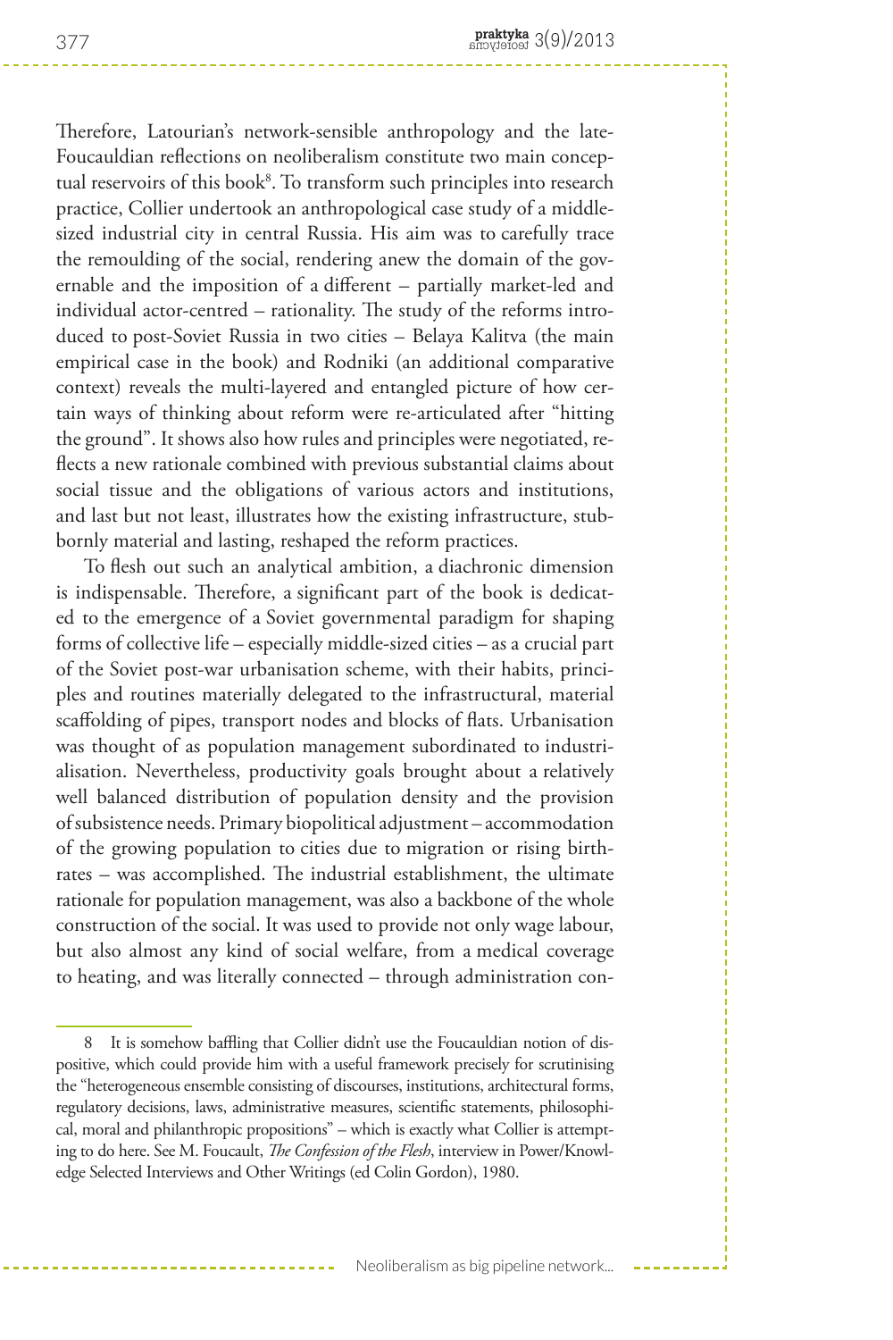Therefore, Latourian's network-sensible anthropology and the late-Foucauldian reflections on neoliberalism constitute two main conceptual reservoirs of this book[8]. To transform such principles into research practice, Collier undertook an anthropological case study of a middle-sized industrial city in central Russia. His aim was to carefully trace the remoulding of the social, rendering anew the domain of the governable and the imposition of a different – partially market-led and individual actor-centred – rationality. The study of the reforms introduced to post-Soviet Russia in two cities – Belaya Kalitva (the main empirical case in the book) and Rodniki (an additional comparative context) reveals the multi-layered and entangled picture of how certain ways of thinking about reform were re-articulated after "hitting the ground". It shows also how rules and principles were negotiated, reflects a new rationale combined with previous substantial claims about social tissue and the obligations of various actors and institutions, and last but not least, illustrates how the existing infrastructure, stubbornly material and lasting, reshaped the reform practices.

To flesh out such an analytical ambition, a diachronic dimension is indispensable. Therefore, a significant part of the book is dedicated to the emergence of a Soviet governmental paradigm for shaping forms of collective life – especially middle-sized cities – as a crucial part of the Soviet post-war urbanisation scheme, with their habits, principles and routines materially delegated to the infrastructural, material scaffolding of pipes, transport nodes and blocks of flats. Urbanisation was thought of as population management subordinated to industrialisation. Nevertheless, productivity goals brought about a relatively well balanced distribution of population density and the provision of subsistence needs. Primary biopolitical adjustment – accommodation of the growing population to cities due to migration or rising birthrates – was accomplished. The industrial establishment, the ultimate rationale for population management, was also a backbone of the whole construction of the social. It was used to provide not only wage labour, but also almost any kind of social welfare, from a medical coverage to heating, and was literally connected – through administration con-

---

8 It is somehow baffling that Collier didn't use the Foucauldian notion of dispositive, which could provide him with a useful framework precisely for scrutinising the "heterogeneous ensemble consisting of discourses, institutions, architectural forms, regulatory decisions, laws, administrative measures, scientific statements, philosophical, moral and philanthropic propositions" – which is exactly what Collier is attempting to do here. See M. Foucault, *The Confession of the Flesh*, interview in Power/Knowledge Selected Interviews and Other Writings (ed Colin Gordon), 1980.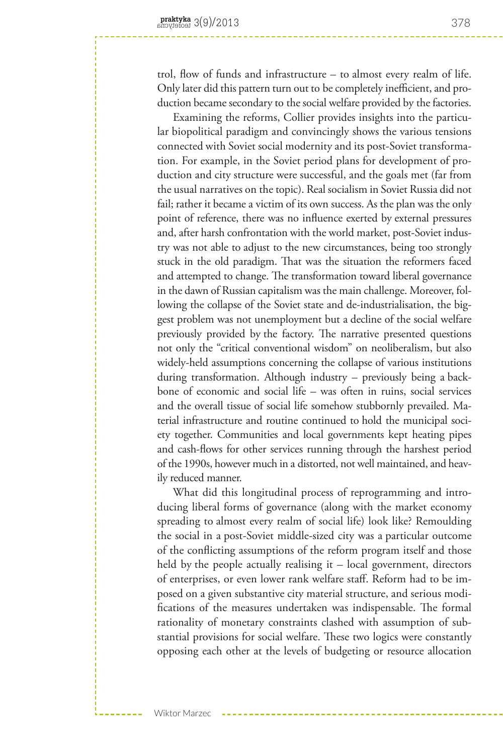trol, flow of funds and infrastructure – to almost every realm of life. Only later did this pattern turn out to be completely inefficient, and production became secondary to the social welfare provided by the factories.

Examining the reforms, Collier provides insights into the particular biopolitical paradigm and convincingly shows the various tensions connected with Soviet social modernity and its post-Soviet transformation. For example, in the Soviet period plans for development of production and city structure were successful, and the goals met (far from the usual narratives on the topic). Real socialism in Soviet Russia did not fail; rather it became a victim of its own success. As the plan was the only point of reference, there was no influence exerted by external pressures and, after harsh confrontation with the world market, post-Soviet industry was not able to adjust to the new circumstances, being too strongly stuck in the old paradigm. That was the situation the reformers faced and attempted to change. The transformation toward liberal governance in the dawn of Russian capitalism was the main challenge. Moreover, following the collapse of the Soviet state and de-industrialisation, the biggest problem was not unemployment but a decline of the social welfare previously provided by the factory. The narrative presented questions not only the "critical conventional wisdom" on neoliberalism, but also widely-held assumptions concerning the collapse of various institutions during transformation. Although industry – previously being a backbone of economic and social life – was often in ruins, social services and the overall tissue of social life somehow stubbornly prevailed. Material infrastructure and routine continued to hold the municipal society together. Communities and local governments kept heating pipes and cash-flows for other services running through the harshest period of the 1990s, however much in a distorted, not well maintained, and heavily reduced manner.

What did this longitudinal process of reprogramming and introducing liberal forms of governance (along with the market economy spreading to almost every realm of social life) look like? Remoulding the social in a post-Soviet middle-sized city was a particular outcome of the conflicting assumptions of the reform program itself and those held by the people actually realising it – local government, directors of enterprises, or even lower rank welfare staff. Reform had to be imposed on a given substantive city material structure, and serious modifications of the measures undertaken was indispensable. The formal rationality of monetary constraints clashed with assumption of substantial provisions for social welfare. These two logics were constantly opposing each other at the levels of budgeting or resource allocation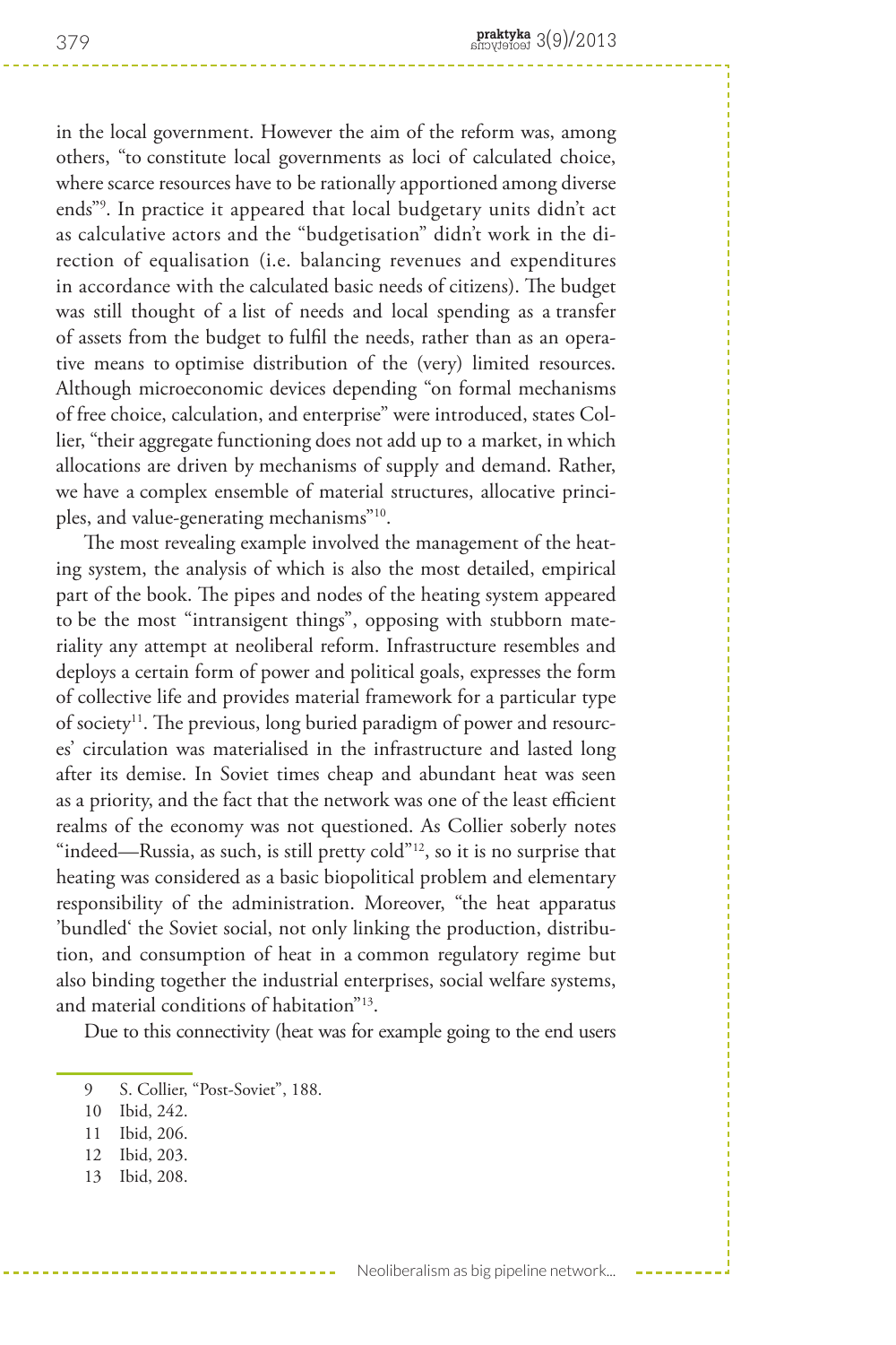in the local government. However the aim of the reform was, among others, "to constitute local governments as loci of calculated choice, where scarce resources have to be rationally apportioned among diverse ends"[9]. In practice it appeared that local budgetary units didn't act as calculative actors and the "budgetisation" didn't work in the direction of equalisation (i.e. balancing revenues and expenditures in accordance with the calculated basic needs of citizens). The budget was still thought of a list of needs and local spending as a transfer of assets from the budget to fulfil the needs, rather than as an operative means to optimise distribution of the (very) limited resources. Although microeconomic devices depending "on formal mechanisms of free choice, calculation, and enterprise" were introduced, states Collier, "their aggregate functioning does not add up to a market, in which allocations are driven by mechanisms of supply and demand. Rather, we have a complex ensemble of material structures, allocative principles, and value-generating mechanisms"[10].

The most revealing example involved the management of the heating system, the analysis of which is also the most detailed, empirical part of the book. The pipes and nodes of the heating system appeared to be the most "intransigent things", opposing with stubborn materiality any attempt at neoliberal reform. Infrastructure resembles and deploys a certain form of power and political goals, expresses the form of collective life and provides material framework for a particular type of society[11]. The previous, long buried paradigm of power and resources' circulation was materialised in the infrastructure and lasted long after its demise. In Soviet times cheap and abundant heat was seen as a priority, and the fact that the network was one of the least efficient realms of the economy was not questioned. As Collier soberly notes "indeed—Russia, as such, is still pretty cold"[12], so it is no surprise that heating was considered as a basic biopolitical problem and elementary responsibility of the administration. Moreover, "the heat apparatus 'bundled' the Soviet social, not only linking the production, distribution, and consumption of heat in a common regulatory regime but also binding together the industrial enterprises, social welfare systems, and material conditions of habitation"[13].

Due to this connectivity (heat was for example going to the end users

9 S. Collier, "Post-Soviet", 188.

10 Ibid, 242.

11 Ibid, 206.

12 Ibid, 203.

13 Ibid, 208.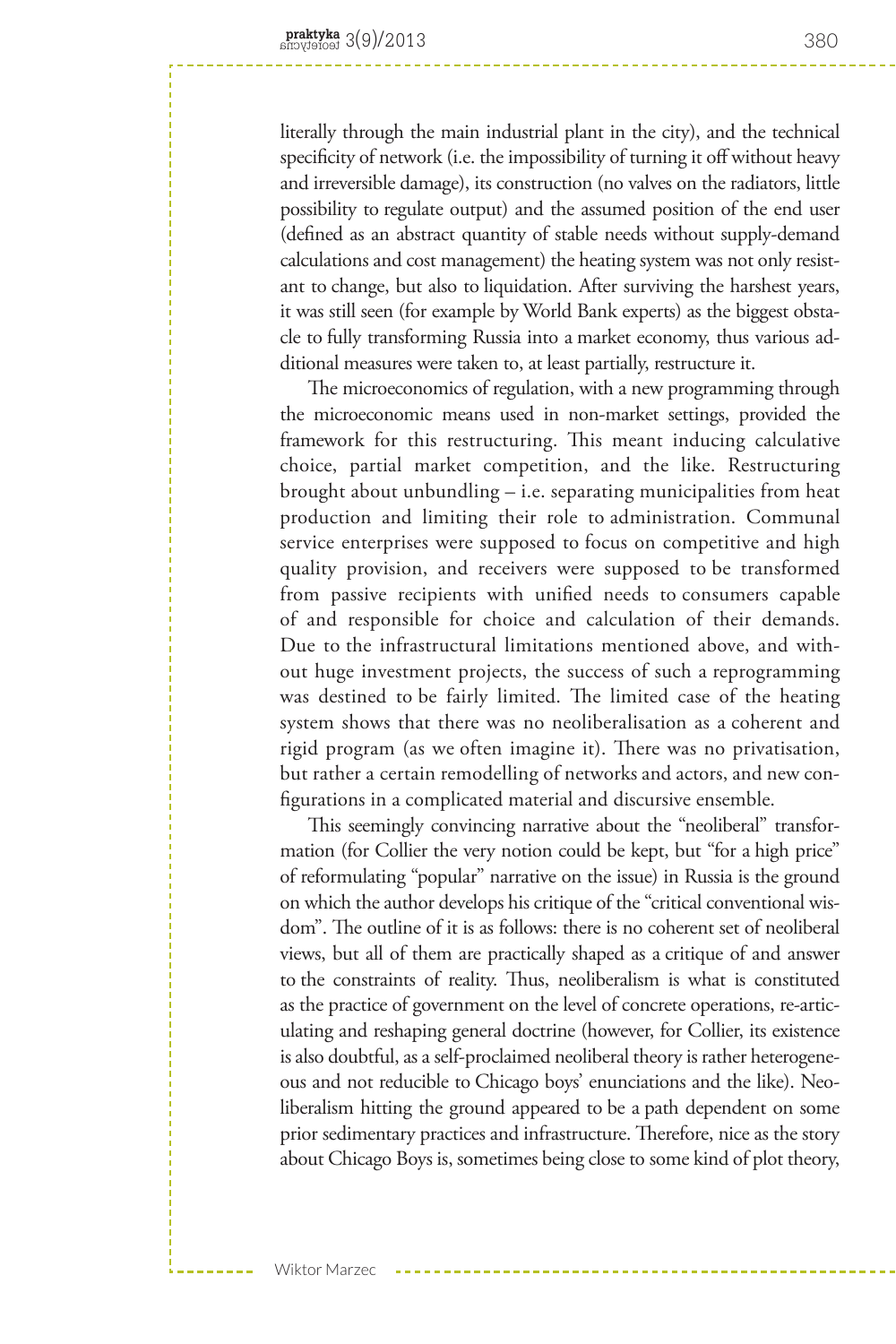literally through the main industrial plant in the city), and the technical specificity of network (i.e. the impossibility of turning it off without heavy and irreversible damage), its construction (no valves on the radiators, little possibility to regulate output) and the assumed position of the end user (defined as an abstract quantity of stable needs without supply-demand calculations and cost management) the heating system was not only resistant to change, but also to liquidation. After surviving the harshest years, it was still seen (for example by World Bank experts) as the biggest obstacle to fully transforming Russia into a market economy, thus various additional measures were taken to, at least partially, restructure it.

The microeconomics of regulation, with a new programming through the microeconomic means used in non-market settings, provided the framework for this restructuring. This meant inducing calculative choice, partial market competition, and the like. Restructuring brought about unbundling – i.e. separating municipalities from heat production and limiting their role to administration. Communal service enterprises were supposed to focus on competitive and high quality provision, and receivers were supposed to be transformed from passive recipients with unified needs to consumers capable of and responsible for choice and calculation of their demands. Due to the infrastructural limitations mentioned above, and without huge investment projects, the success of such a reprogramming was destined to be fairly limited. The limited case of the heating system shows that there was no neoliberalisation as a coherent and rigid program (as we often imagine it). There was no privatisation, but rather a certain remodelling of networks and actors, and new configurations in a complicated material and discursive ensemble.

This seemingly convincing narrative about the "neoliberal" transformation (for Collier the very notion could be kept, but "for a high price" of reformulating "popular" narrative on the issue) in Russia is the ground on which the author develops his critique of the "critical conventional wisdom". The outline of it is as follows: there is no coherent set of neoliberal views, but all of them are practically shaped as a critique of and answer to the constraints of reality. Thus, neoliberalism is what is constituted as the practice of government on the level of concrete operations, re-articulating and reshaping general doctrine (however, for Collier, its existence is also doubtful, as a self-proclaimed neoliberal theory is rather heterogeneous and not reducible to Chicago boys' enunciations and the like). Neoliberalism hitting the ground appeared to be a path dependent on some prior sedimentary practices and infrastructure. Therefore, nice as the story about Chicago Boys is, sometimes being close to some kind of plot theory,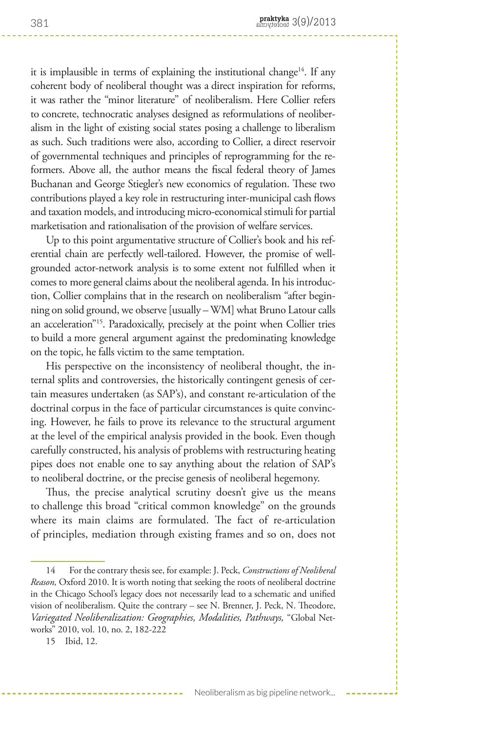it is implausible in terms of explaining the institutional change[14]. If any coherent body of neoliberal thought was a direct inspiration for reforms, it was rather the "minor literature" of neoliberalism. Here Collier refers to concrete, technocratic analyses designed as reformulations of neoliberalism in the light of existing social states posing a challenge to liberalism as such. Such traditions were also, according to Collier, a direct reservoir of governmental techniques and principles of reprogramming for the reformers. Above all, the author means the fiscal federal theory of James Buchanan and George Stiegler's new economics of regulation. These two contributions played a key role in restructuring inter-municipal cash flows and taxation models, and introducing micro-economical stimuli for partial marketisation and rationalisation of the provision of welfare services.

Up to this point argumentative structure of Collier's book and his referential chain are perfectly well-tailored. However, the promise of well-grounded actor-network analysis is to some extent not fulfilled when it comes to more general claims about the neoliberal agenda. In his introduction, Collier complains that in the research on neoliberalism "after beginning on solid ground, we observe [usually – WM] what Bruno Latour calls an acceleration"[15]. Paradoxically, precisely at the point when Collier tries to build a more general argument against the predominating knowledge on the topic, he falls victim to the same temptation.

His perspective on the inconsistency of neoliberal thought, the internal splits and controversies, the historically contingent genesis of certain measures undertaken (as SAP's), and constant re-articulation of the doctrinal corpus in the face of particular circumstances is quite convincing. However, he fails to prove its relevance to the structural argument at the level of the empirical analysis provided in the book. Even though carefully constructed, his analysis of problems with restructuring heating pipes does not enable one to say anything about the relation of SAP's to neoliberal doctrine, or the precise genesis of neoliberal hegemony.

Thus, the precise analytical scrutiny doesn't give us the means to challenge this broad "critical common knowledge" on the grounds where its main claims are formulated. The fact of re-articulation of principles, mediation through existing frames and so on, does not

---

14 For the contrary thesis see, for example: J. Peck, *Constructions of Neoliberal Reason,* Oxford 2010. It is worth noting that seeking the roots of neoliberal doctrine in the Chicago School's legacy does not necessarily lead to a schematic and unified vision of neoliberalism. Quite the contrary – see N. Brenner, J. Peck, N. Theodore, *Variegated Neoliberalization: Geographies, Modalities, Pathways,* "Global Networks" 2010, vol. 10, no. 2, 182-222

15 Ibid, 12.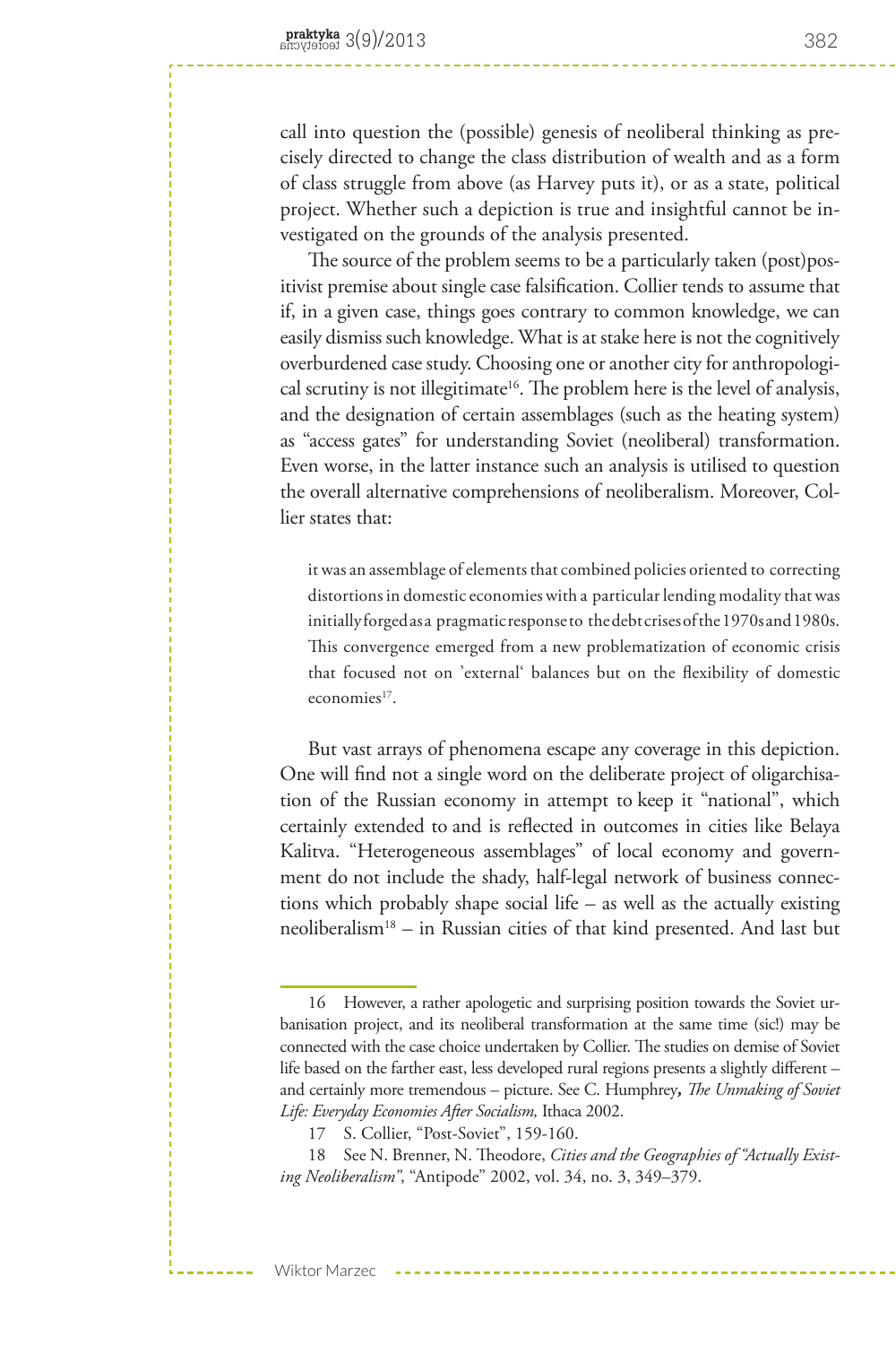call into question the (possible) genesis of neoliberal thinking as precisely directed to change the class distribution of wealth and as a form of class struggle from above (as Harvey puts it), or as a state, political project. Whether such a depiction is true and insightful cannot be investigated on the grounds of the analysis presented.

The source of the problem seems to be a particularly taken (post)positivist premise about single case falsification. Collier tends to assume that if, in a given case, things goes contrary to common knowledge, we can easily dismiss such knowledge. What is at stake here is not the cognitively overburdened case study. Choosing one or another city for anthropological scrutiny is not illegitimate[16]. The problem here is the level of analysis, and the designation of certain assemblages (such as the heating system) as "access gates" for understanding Soviet (neoliberal) transformation. Even worse, in the latter instance such an analysis is utilised to question the overall alternative comprehensions of neoliberalism. Moreover, Collier states that:

> it was an assemblage of elements that combined policies oriented to correcting distortions in domestic economies with a particular lending modality that was initially forged as a pragmatic response to the debt crises of the 1970s and 1980s. This convergence emerged from a new problematization of economic crisis that focused not on 'external' balances but on the flexibility of domestic economies[17].

But vast arrays of phenomena escape any coverage in this depiction. One will find not a single word on the deliberate project of oligarchisation of the Russian economy in attempt to keep it "national", which certainly extended to and is reflected in outcomes in cities like Belaya Kalitva. "Heterogeneous assemblages" of local economy and government do not include the shady, half-legal network of business connections which probably shape social life – as well as the actually existing neoliberalism[18] – in Russian cities of that kind presented. And last but

---

16 However, a rather apologetic and surprising position towards the Soviet urbanisation project, and its neoliberal transformation at the same time (sic!) may be connected with the case choice undertaken by Collier. The studies on demise of Soviet life based on the farther east, less developed rural regions presents a slightly different – and certainly more tremendous – picture. See C. Humphrey, *The Unmaking of Soviet Life: Everyday Economies After Socialism,* Ithaca 2002.

17 S. Collier, "Post-Soviet", 159-160.

18 See N. Brenner, N. Theodore, *Cities and the Geographies of "Actually Existing Neoliberalism"*, "Antipode" 2002, vol. 34, no. 3, 349–379.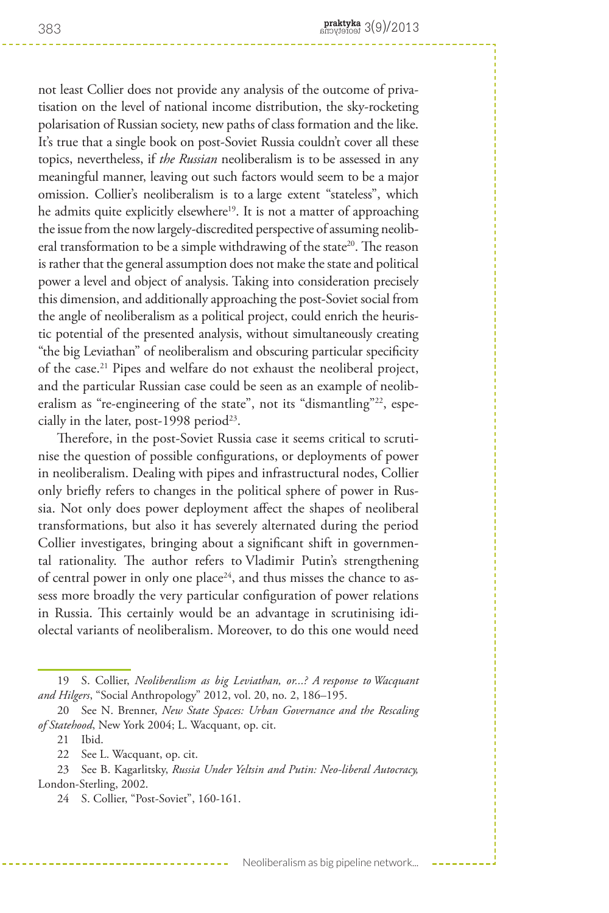not least Collier does not provide any analysis of the outcome of privatisation on the level of national income distribution, the sky-rocketing polarisation of Russian society, new paths of class formation and the like. It's true that a single book on post-Soviet Russia couldn't cover all these topics, nevertheless, if *the Russian* neoliberalism is to be assessed in any meaningful manner, leaving out such factors would seem to be a major omission. Collier's neoliberalism is to a large extent "stateless", which he admits quite explicitly elsewhere[19]. It is not a matter of approaching the issue from the now largely-discredited perspective of assuming neoliberal transformation to be a simple withdrawing of the state[20]. The reason is rather that the general assumption does not make the state and political power a level and object of analysis. Taking into consideration precisely this dimension, and additionally approaching the post-Soviet social from the angle of neoliberalism as a political project, could enrich the heuristic potential of the presented analysis, without simultaneously creating "the big Leviathan" of neoliberalism and obscuring particular specificity of the case.[21] Pipes and welfare do not exhaust the neoliberal project, and the particular Russian case could be seen as an example of neoliberalism as "re-engineering of the state", not its "dismantling"[22], especially in the later, post-1998 period[23].

Therefore, in the post-Soviet Russia case it seems critical to scrutinise the question of possible configurations, or deployments of power in neoliberalism. Dealing with pipes and infrastructural nodes, Collier only briefly refers to changes in the political sphere of power in Russia. Not only does power deployment affect the shapes of neoliberal transformations, but also it has severely alternated during the period Collier investigates, bringing about a significant shift in governmental rationality. The author refers to Vladimir Putin's strengthening of central power in only one place[24], and thus misses the chance to assess more broadly the very particular configuration of power relations in Russia. This certainly would be an advantage in scrutinising idiolectal variants of neoliberalism. Moreover, to do this one would need

---

19 S. Collier, *Neoliberalism as big Leviathan, or...? A response to Wacquant and Hilgers*, "Social Anthropology" 2012, vol. 20, no. 2, 186–195.

20 See N. Brenner, *New State Spaces: Urban Governance and the Rescaling of Statehood*, New York 2004; L. Wacquant, op. cit.

21 Ibid.

22 See L. Wacquant, op. cit.

23 See B. Kagarlitsky, *Russia Under Yeltsin and Putin: Neo-liberal Autocracy,* London-Sterling, 2002.

24 S. Collier, "Post-Soviet", 160-161.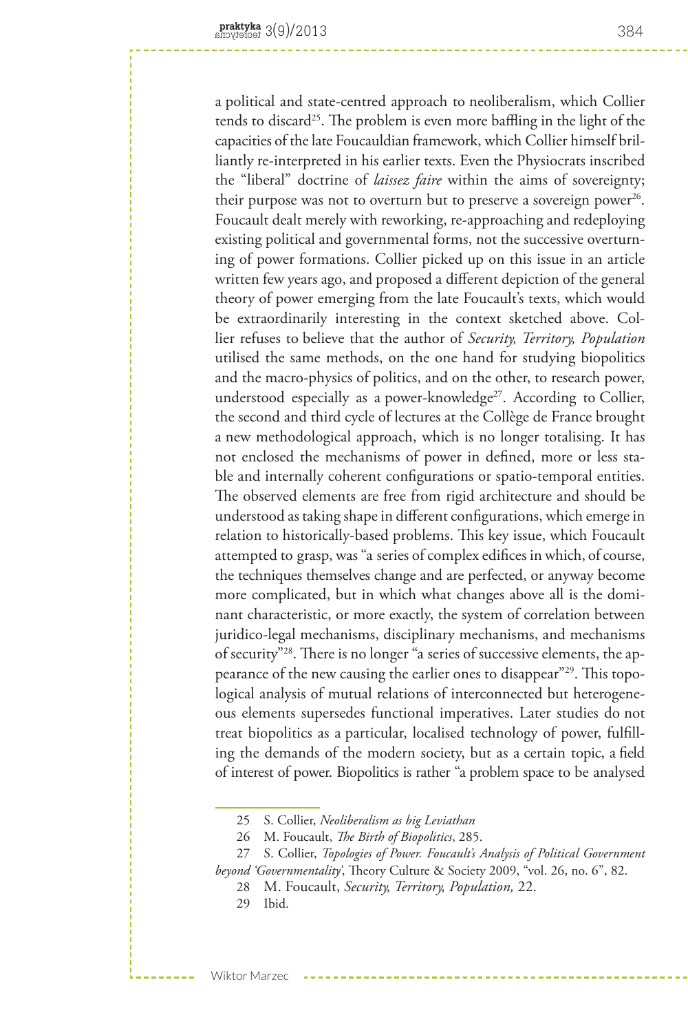a political and state-centred approach to neoliberalism, which Collier tends to discard[25]. The problem is even more baffling in the light of the capacities of the late Foucauldian framework, which Collier himself brilliantly re-interpreted in his earlier texts. Even the Physiocrats inscribed the "liberal" doctrine of *laissez faire* within the aims of sovereignty; their purpose was not to overturn but to preserve a sovereign power[26]. Foucault dealt merely with reworking, re-approaching and redeploying existing political and governmental forms, not the successive overturning of power formations. Collier picked up on this issue in an article written few years ago, and proposed a different depiction of the general theory of power emerging from the late Foucault's texts, which would be extraordinarily interesting in the context sketched above. Collier refuses to believe that the author of *Security, Territory, Population* utilised the same methods, on the one hand for studying biopolitics and the macro-physics of politics, and on the other, to research power, understood especially as a power-knowledge[27]. According to Collier, the second and third cycle of lectures at the Collège de France brought a new methodological approach, which is no longer totalising. It has not enclosed the mechanisms of power in defined, more or less stable and internally coherent configurations or spatio-temporal entities. The observed elements are free from rigid architecture and should be understood as taking shape in different configurations, which emerge in relation to historically-based problems. This key issue, which Foucault attempted to grasp, was "a series of complex edifices in which, of course, the techniques themselves change and are perfected, or anyway become more complicated, but in which what changes above all is the dominant characteristic, or more exactly, the system of correlation between juridico-legal mechanisms, disciplinary mechanisms, and mechanisms of security"[28]. There is no longer "a series of successive elements, the appearance of the new causing the earlier ones to disappear"[29]. This topological analysis of mutual relations of interconnected but heterogeneous elements supersedes functional imperatives. Later studies do not treat biopolitics as a particular, localised technology of power, fulfilling the demands of the modern society, but as a certain topic, a field of interest of power. Biopolitics is rather "a problem space to be analysed

25 S. Collier, *Neoliberalism as big Leviathan*

26 M. Foucault, *The Birth of Biopolitics*, 285.

27 S. Collier, *Topologies of Power. Foucault's Analysis of Political Government beyond 'Governmentality'*, Theory Culture & Society 2009, "vol. 26, no. 6", 82.

28 M. Foucault, *Security, Territory, Population,* 22.

29 Ibid.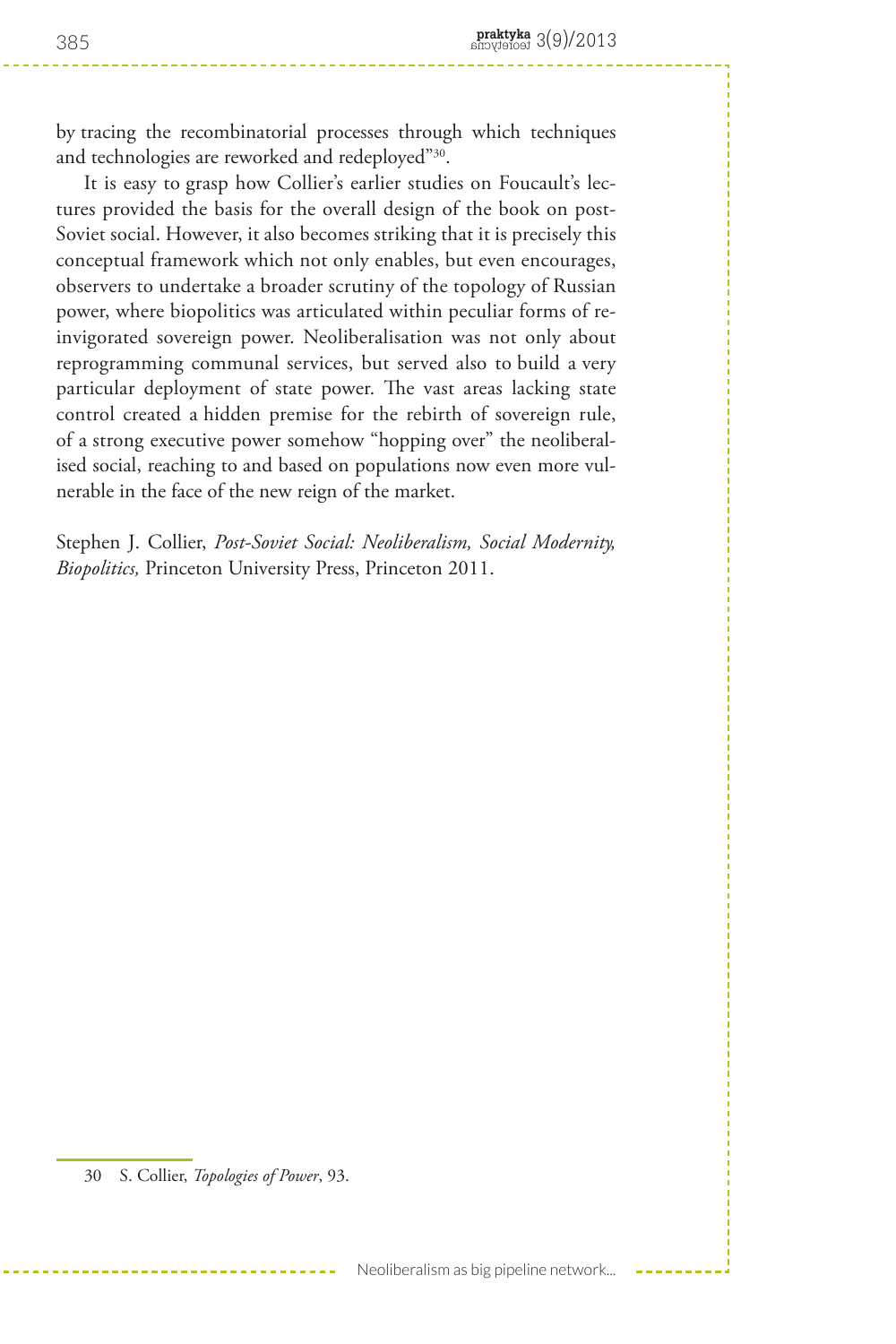by tracing the recombinatorial processes through which techniques and technologies are reworked and redeployed"[30].

It is easy to grasp how Collier's earlier studies on Foucault's lectures provided the basis for the overall design of the book on post-Soviet social. However, it also becomes striking that it is precisely this conceptual framework which not only enables, but even encourages, observers to undertake a broader scrutiny of the topology of Russian power, where biopolitics was articulated within peculiar forms of reinvigorated sovereign power. Neoliberalisation was not only about reprogramming communal services, but served also to build a very particular deployment of state power. The vast areas lacking state control created a hidden premise for the rebirth of sovereign rule, of a strong executive power somehow "hopping over" the neoliberalised social, reaching to and based on populations now even more vulnerable in the face of the new reign of the market.

Stephen J. Collier, *Post-Soviet Social: Neoliberalism, Social Modernity, Biopolitics,* Princeton University Press, Princeton 2011.

30 S. Collier, *Topologies of Power*, 93.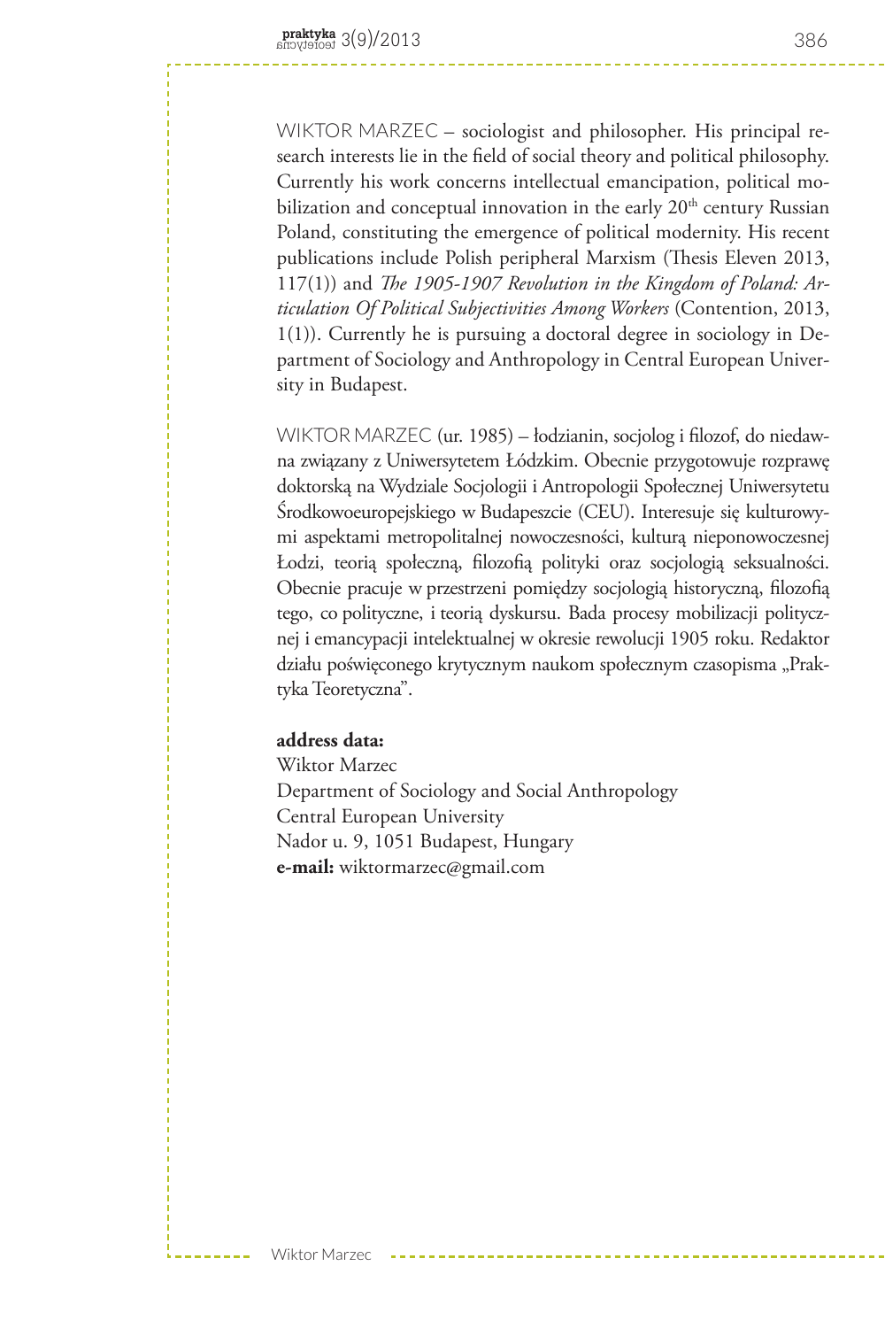WIKTOR MARZEC – sociologist and philosopher. His principal research interests lie in the field of social theory and political philosophy. Currently his work concerns intellectual emancipation, political mobilization and conceptual innovation in the early $20^{th}$ century Russian Poland, constituting the emergence of political modernity. His recent publications include Polish peripheral Marxism (Thesis Eleven 2013, 117(1)) and *The 1905-1907 Revolution in the Kingdom of Poland: Articulation Of Political Subjectivities Among Workers* (Contention, 2013, 1(1)). Currently he is pursuing a doctoral degree in sociology in Department of Sociology and Anthropology in Central European University in Budapest.

WIKTOR MARZEC (ur. 1985) – łodzianin, socjolog i filozof, do niedawna związany z Uniwersytetem Łódzkim. Obecnie przygotowuje rozprawę doktorską na Wydziale Socjologii i Antropologii Społecznej Uniwersytetu Środkowoeuropejskiego w Budapeszcie (CEU). Interesuje się kulturowymi aspektami metropolitalnej nowoczesności, kulturą nieponowoczesnej Łodzi, teorią społeczną, filozofią polityki oraz socjologią seksualności. Obecnie pracuje w przestrzeni pomiędzy socjologią historyczną, filozofią tego, co polityczne, i teorią dyskursu. Bada procesy mobilizacji politycznej i emancypacji intelektualnej w okresie rewolucji 1905 roku. Redaktor działu poświęconego krytycznym naukom społecznym czasopisma „Praktyka Teoretyczna".

**address data:**
Wiktor Marzec
Department of Sociology and Social Anthropology
Central European University
Nador u. 9, 1051 Budapest, Hungary
**e-mail:** wiktormarzec@gmail.com